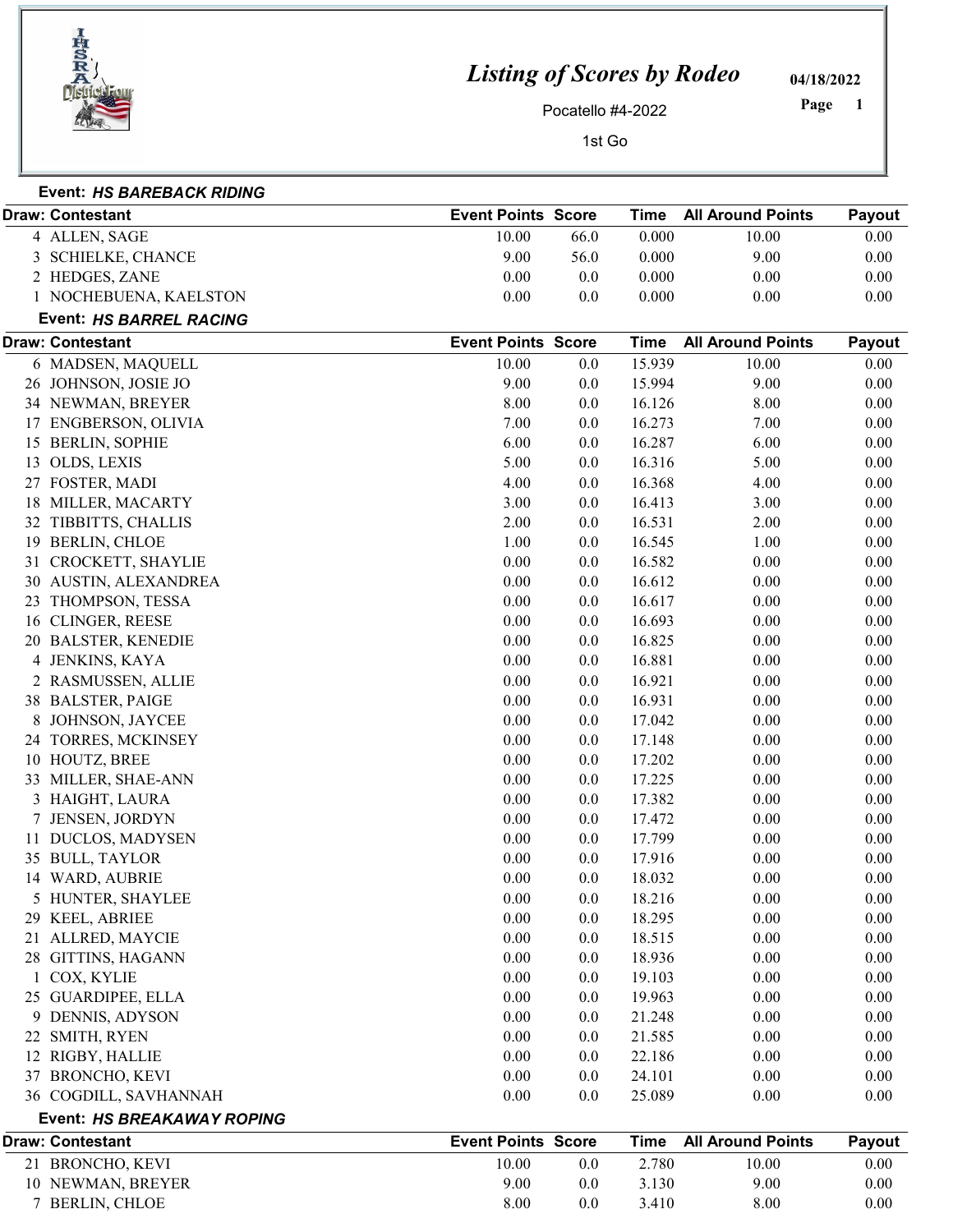# Listing of Scores by Rodeo

Pocatello #4-2022

1st Go

04/18/2022

### Event: *HS BAREBACK RIDING*

| Draw: Contestant | Event Points | Score | Time | All Around Points | Payout |
|---|---|---|---|---|---|
| 4 ALLEN, SAGE | 10.00 | 66.0 | 0.000 | 10.00 | 0.00 |
| 3 SCHIELKE, CHANCE | 9.00 | 56.0 | 0.000 | 9.00 | 0.00 |
| 2 HEDGES, ZANE | 0.00 | 0.0 | 0.000 | 0.00 | 0.00 |
| 1 NOCHEBUENA, KAELSTON | 0.00 | 0.0 | 0.000 | 0.00 | 0.00 |

### Event: *HS BARREL RACING*

| Draw: Contestant | Event Points | Score | Time | All Around Points | Payout |
|---|---|---|---|---|---|
| 6 MADSEN, MAQUELL | 10.00 | 0.0 | 15.939 | 10.00 | 0.00 |
| 26 JOHNSON, JOSIE JO | 9.00 | 0.0 | 15.994 | 9.00 | 0.00 |
| 34 NEWMAN, BREYER | 8.00 | 0.0 | 16.126 | 8.00 | 0.00 |
| 17 ENGBERSON, OLIVIA | 7.00 | 0.0 | 16.273 | 7.00 | 0.00 |
| 15 BERLIN, SOPHIE | 6.00 | 0.0 | 16.287 | 6.00 | 0.00 |
| 13 OLDS, LEXIS | 5.00 | 0.0 | 16.316 | 5.00 | 0.00 |
| 27 FOSTER, MADI | 4.00 | 0.0 | 16.368 | 4.00 | 0.00 |
| 18 MILLER, MACARTY | 3.00 | 0.0 | 16.413 | 3.00 | 0.00 |
| 32 TIBBITTS, CHALLIS | 2.00 | 0.0 | 16.531 | 2.00 | 0.00 |
| 19 BERLIN, CHLOE | 1.00 | 0.0 | 16.545 | 1.00 | 0.00 |
| 31 CROCKETT, SHAYLIE | 0.00 | 0.0 | 16.582 | 0.00 | 0.00 |
| 30 AUSTIN, ALEXANDREA | 0.00 | 0.0 | 16.612 | 0.00 | 0.00 |
| 23 THOMPSON, TESSA | 0.00 | 0.0 | 16.617 | 0.00 | 0.00 |
| 16 CLINGER, REESE | 0.00 | 0.0 | 16.693 | 0.00 | 0.00 |
| 20 BALSTER, KENEDIE | 0.00 | 0.0 | 16.825 | 0.00 | 0.00 |
| 4 JENKINS, KAYA | 0.00 | 0.0 | 16.881 | 0.00 | 0.00 |
| 2 RASMUSSEN, ALLIE | 0.00 | 0.0 | 16.921 | 0.00 | 0.00 |
| 38 BALSTER, PAIGE | 0.00 | 0.0 | 16.931 | 0.00 | 0.00 |
| 8 JOHNSON, JAYCEE | 0.00 | 0.0 | 17.042 | 0.00 | 0.00 |
| 24 TORRES, MCKINSEY | 0.00 | 0.0 | 17.148 | 0.00 | 0.00 |
| 10 HOUTZ, BREE | 0.00 | 0.0 | 17.202 | 0.00 | 0.00 |
| 33 MILLER, SHAE-ANN | 0.00 | 0.0 | 17.225 | 0.00 | 0.00 |
| 3 HAIGHT, LAURA | 0.00 | 0.0 | 17.382 | 0.00 | 0.00 |
| 7 JENSEN, JORDYN | 0.00 | 0.0 | 17.472 | 0.00 | 0.00 |
| 11 DUCLOS, MADYSEN | 0.00 | 0.0 | 17.799 | 0.00 | 0.00 |
| 35 BULL, TAYLOR | 0.00 | 0.0 | 17.916 | 0.00 | 0.00 |
| 14 WARD, AUBRIE | 0.00 | 0.0 | 18.032 | 0.00 | 0.00 |
| 5 HUNTER, SHAYLEE | 0.00 | 0.0 | 18.216 | 0.00 | 0.00 |
| 29 KEEL, ABRIEE | 0.00 | 0.0 | 18.295 | 0.00 | 0.00 |
| 21 ALLRED, MAYCIE | 0.00 | 0.0 | 18.515 | 0.00 | 0.00 |
| 28 GITTINS, HAGANN | 0.00 | 0.0 | 18.936 | 0.00 | 0.00 |
| 1 COX, KYLIE | 0.00 | 0.0 | 19.103 | 0.00 | 0.00 |
| 25 GUARDIPEE, ELLA | 0.00 | 0.0 | 19.963 | 0.00 | 0.00 |
| 9 DENNIS, ADYSON | 0.00 | 0.0 | 21.248 | 0.00 | 0.00 |
| 22 SMITH, RYEN | 0.00 | 0.0 | 21.585 | 0.00 | 0.00 |
| 12 RIGBY, HALLIE | 0.00 | 0.0 | 22.186 | 0.00 | 0.00 |
| 37 BRONCHO, KEVI | 0.00 | 0.0 | 24.101 | 0.00 | 0.00 |
| 36 COGDILL, SAVHANNAH | 0.00 | 0.0 | 25.089 | 0.00 | 0.00 |

### Event: *HS BREAKAWAY ROPING*

| Draw: Contestant | Event Points | Score | Time | All Around Points | Payout |
|---|---|---|---|---|---|
| 21 BRONCHO, KEVI | 10.00 | 0.0 | 2.780 | 10.00 | 0.00 |
| 10 NEWMAN, BREYER | 9.00 | 0.0 | 3.130 | 9.00 | 0.00 |
| 7 BERLIN, CHLOE | 8.00 | 0.0 | 3.410 | 8.00 | 0.00 |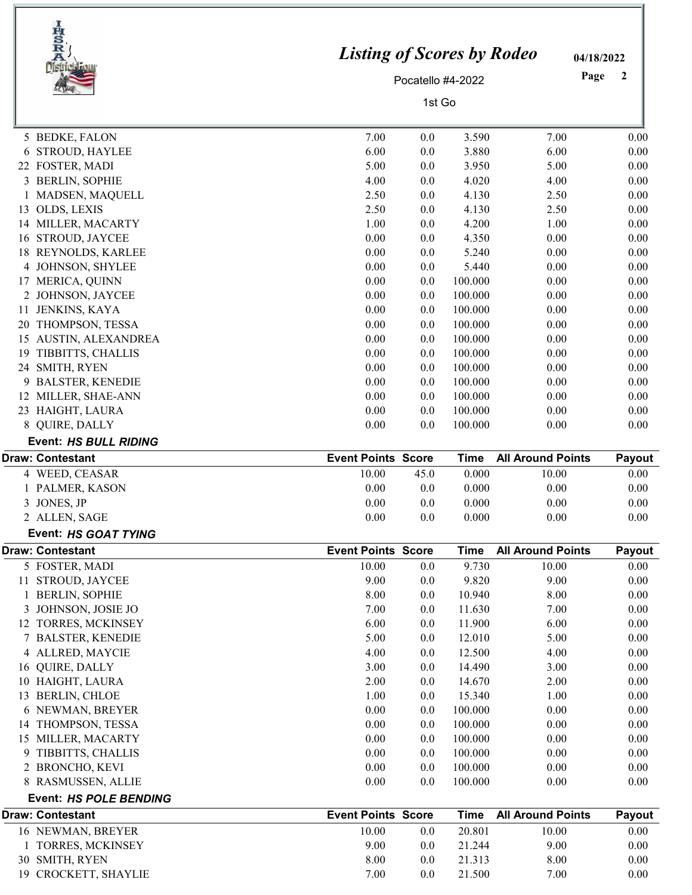| Draw: Contestant | Event Points | Score | Time | All Around Points | Payout |
|---|---|---|---|---|---|
| 5 BEDKE, FALON | 7.00 | 0.0 | 3.590 | 7.00 | 0.00 |
| 6 STROUD, HAYLEE | 6.00 | 0.0 | 3.880 | 6.00 | 0.00 |
| 22 FOSTER, MADI | 5.00 | 0.0 | 3.950 | 5.00 | 0.00 |
| 3 BERLIN, SOPHIE | 4.00 | 0.0 | 4.020 | 4.00 | 0.00 |
| 1 MADSEN, MAQUELL | 2.50 | 0.0 | 4.130 | 2.50 | 0.00 |
| 13 OLDS, LEXIS | 2.50 | 0.0 | 4.130 | 2.50 | 0.00 |
| 14 MILLER, MACARTY | 1.00 | 0.0 | 4.200 | 1.00 | 0.00 |
| 16 STROUD, JAYCEE | 0.00 | 0.0 | 4.350 | 0.00 | 0.00 |
| 18 REYNOLDS, KARLEE | 0.00 | 0.0 | 5.240 | 0.00 | 0.00 |
| 4 JOHNSON, SHYLEE | 0.00 | 0.0 | 5.440 | 0.00 | 0.00 |
| 17 MERICA, QUINN | 0.00 | 0.0 | 100.000 | 0.00 | 0.00 |
| 2 JOHNSON, JAYCEE | 0.00 | 0.0 | 100.000 | 0.00 | 0.00 |
| 11 JENKINS, KAYA | 0.00 | 0.0 | 100.000 | 0.00 | 0.00 |
| 20 THOMPSON, TESSA | 0.00 | 0.0 | 100.000 | 0.00 | 0.00 |
| 15 AUSTIN, ALEXANDREA | 0.00 | 0.0 | 100.000 | 0.00 | 0.00 |
| 19 TIBBITTS, CHALLIS | 0.00 | 0.0 | 100.000 | 0.00 | 0.00 |
| 24 SMITH, RYEN | 0.00 | 0.0 | 100.000 | 0.00 | 0.00 |
| 9 BALSTER, KENEDIE | 0.00 | 0.0 | 100.000 | 0.00 | 0.00 |
| 12 MILLER, SHAE-ANN | 0.00 | 0.0 | 100.000 | 0.00 | 0.00 |
| 23 HAIGHT, LAURA | 0.00 | 0.0 | 100.000 | 0.00 | 0.00 |
| 8 QUIRE, DALLY | 0.00 | 0.0 | 100.000 | 0.00 | 0.00 |

**Event: *HS BULL RIDING***

| Draw: Contestant | Event Points | Score | Time | All Around Points | Payout |
|---|---|---|---|---|---|
| 4 WEED, CEASAR | 10.00 | 45.0 | 0.000 | 10.00 | 0.00 |
| 1 PALMER, KASON | 0.00 | 0.0 | 0.000 | 0.00 | 0.00 |
| 3 JONES, JP | 0.00 | 0.0 | 0.000 | 0.00 | 0.00 |
| 2 ALLEN, SAGE | 0.00 | 0.0 | 0.000 | 0.00 | 0.00 |

**Event: *HS GOAT TYING***

| Draw: Contestant | Event Points | Score | Time | All Around Points | Payout |
|---|---|---|---|---|---|
| 5 FOSTER, MADI | 10.00 | 0.0 | 9.730 | 10.00 | 0.00 |
| 11 STROUD, JAYCEE | 9.00 | 0.0 | 9.820 | 9.00 | 0.00 |
| 1 BERLIN, SOPHIE | 8.00 | 0.0 | 10.940 | 8.00 | 0.00 |
| 3 JOHNSON, JOSIE JO | 7.00 | 0.0 | 11.630 | 7.00 | 0.00 |
| 12 TORRES, MCKINSEY | 6.00 | 0.0 | 11.900 | 6.00 | 0.00 |
| 7 BALSTER, KENEDIE | 5.00 | 0.0 | 12.010 | 5.00 | 0.00 |
| 4 ALLRED, MAYCIE | 4.00 | 0.0 | 12.500 | 4.00 | 0.00 |
| 16 QUIRE, DALLY | 3.00 | 0.0 | 14.490 | 3.00 | 0.00 |
| 10 HAIGHT, LAURA | 2.00 | 0.0 | 14.670 | 2.00 | 0.00 |
| 13 BERLIN, CHLOE | 1.00 | 0.0 | 15.340 | 1.00 | 0.00 |
| 6 NEWMAN, BREYER | 0.00 | 0.0 | 100.000 | 0.00 | 0.00 |
| 14 THOMPSON, TESSA | 0.00 | 0.0 | 100.000 | 0.00 | 0.00 |
| 15 MILLER, MACARTY | 0.00 | 0.0 | 100.000 | 0.00 | 0.00 |
| 9 TIBBITTS, CHALLIS | 0.00 | 0.0 | 100.000 | 0.00 | 0.00 |
| 2 BRONCHO, KEVI | 0.00 | 0.0 | 100.000 | 0.00 | 0.00 |
| 8 RASMUSSEN, ALLIE | 0.00 | 0.0 | 100.000 | 0.00 | 0.00 |

**Event: *HS POLE BENDING***

| Draw: Contestant | Event Points | Score | Time | All Around Points | Payout |
|---|---|---|---|---|---|
| 16 NEWMAN, BREYER | 10.00 | 0.0 | 20.801 | 10.00 | 0.00 |
| 1 TORRES, MCKINSEY | 9.00 | 0.0 | 21.244 | 9.00 | 0.00 |
| 30 SMITH, RYEN | 8.00 | 0.0 | 21.313 | 8.00 | 0.00 |
| 19 CROCKETT, SHAYLIE | 7.00 | 0.0 | 21.500 | 7.00 | 0.00 |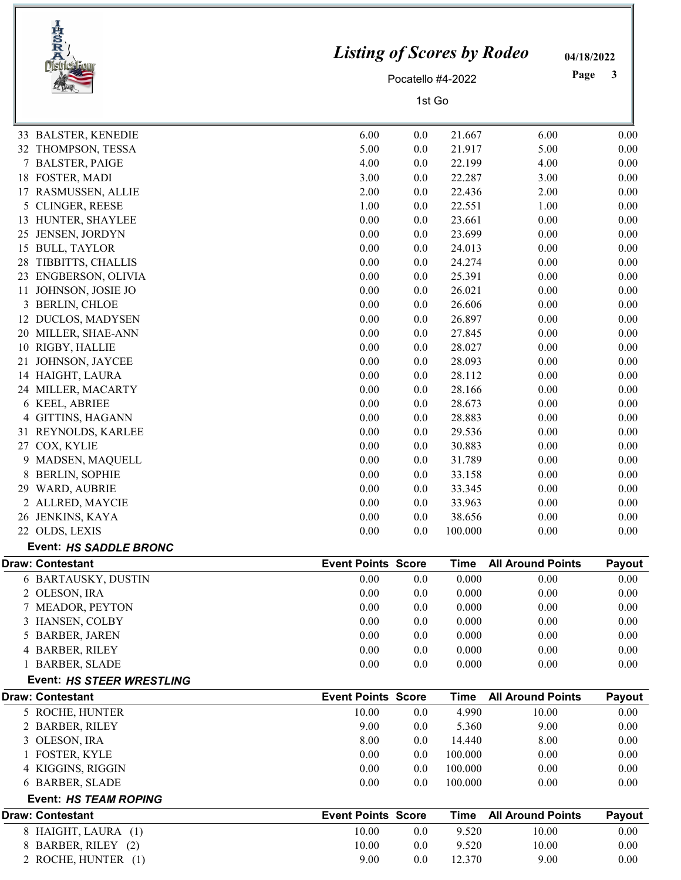# Listing of Scores by Rodeo

04/18/2022

Pocatello #4-2022

1st Go

| Draw: Contestant | Event Points | Score | Time | All Around Points | Payout |
|---|---|---|---|---|---|
| 33 BALSTER, KENEDIE | 6.00 | 0.0 | 21.667 | 6.00 | 0.00 |
| 32 THOMPSON, TESSA | 5.00 | 0.0 | 21.917 | 5.00 | 0.00 |
| 7 BALSTER, PAIGE | 4.00 | 0.0 | 22.199 | 4.00 | 0.00 |
| 18 FOSTER, MADI | 3.00 | 0.0 | 22.287 | 3.00 | 0.00 |
| 17 RASMUSSEN, ALLIE | 2.00 | 0.0 | 22.436 | 2.00 | 0.00 |
| 5 CLINGER, REESE | 1.00 | 0.0 | 22.551 | 1.00 | 0.00 |
| 13 HUNTER, SHAYLEE | 0.00 | 0.0 | 23.661 | 0.00 | 0.00 |
| 25 JENSEN, JORDYN | 0.00 | 0.0 | 23.699 | 0.00 | 0.00 |
| 15 BULL, TAYLOR | 0.00 | 0.0 | 24.013 | 0.00 | 0.00 |
| 28 TIBBITTS, CHALLIS | 0.00 | 0.0 | 24.274 | 0.00 | 0.00 |
| 23 ENGBERSON, OLIVIA | 0.00 | 0.0 | 25.391 | 0.00 | 0.00 |
| 11 JOHNSON, JOSIE JO | 0.00 | 0.0 | 26.021 | 0.00 | 0.00 |
| 3 BERLIN, CHLOE | 0.00 | 0.0 | 26.606 | 0.00 | 0.00 |
| 12 DUCLOS, MADYSEN | 0.00 | 0.0 | 26.897 | 0.00 | 0.00 |
| 20 MILLER, SHAE-ANN | 0.00 | 0.0 | 27.845 | 0.00 | 0.00 |
| 10 RIGBY, HALLIE | 0.00 | 0.0 | 28.027 | 0.00 | 0.00 |
| 21 JOHNSON, JAYCEE | 0.00 | 0.0 | 28.093 | 0.00 | 0.00 |
| 14 HAIGHT, LAURA | 0.00 | 0.0 | 28.112 | 0.00 | 0.00 |
| 24 MILLER, MACARTY | 0.00 | 0.0 | 28.166 | 0.00 | 0.00 |
| 6 KEEL, ABRIEE | 0.00 | 0.0 | 28.673 | 0.00 | 0.00 |
| 4 GITTINS, HAGANN | 0.00 | 0.0 | 28.883 | 0.00 | 0.00 |
| 31 REYNOLDS, KARLEE | 0.00 | 0.0 | 29.536 | 0.00 | 0.00 |
| 27 COX, KYLIE | 0.00 | 0.0 | 30.883 | 0.00 | 0.00 |
| 9 MADSEN, MAQUELL | 0.00 | 0.0 | 31.789 | 0.00 | 0.00 |
| 8 BERLIN, SOPHIE | 0.00 | 0.0 | 33.158 | 0.00 | 0.00 |
| 29 WARD, AUBRIE | 0.00 | 0.0 | 33.345 | 0.00 | 0.00 |
| 2 ALLRED, MAYCIE | 0.00 | 0.0 | 33.963 | 0.00 | 0.00 |
| 26 JENKINS, KAYA | 0.00 | 0.0 | 38.656 | 0.00 | 0.00 |
| 22 OLDS, LEXIS | 0.00 | 0.0 | 100.000 | 0.00 | 0.00 |

**Event:** ***HS SADDLE BRONC***

| Draw: Contestant | Event Points | Score | Time | All Around Points | Payout |
|---|---|---|---|---|---|
| 6 BARTAUSKY, DUSTIN | 0.00 | 0.0 | 0.000 | 0.00 | 0.00 |
| 2 OLESON, IRA | 0.00 | 0.0 | 0.000 | 0.00 | 0.00 |
| 7 MEADOR, PEYTON | 0.00 | 0.0 | 0.000 | 0.00 | 0.00 |
| 3 HANSEN, COLBY | 0.00 | 0.0 | 0.000 | 0.00 | 0.00 |
| 5 BARBER, JAREN | 0.00 | 0.0 | 0.000 | 0.00 | 0.00 |
| 4 BARBER, RILEY | 0.00 | 0.0 | 0.000 | 0.00 | 0.00 |
| 1 BARBER, SLADE | 0.00 | 0.0 | 0.000 | 0.00 | 0.00 |

**Event:** ***HS STEER WRESTLING***

| Draw: Contestant | Event Points | Score | Time | All Around Points | Payout |
|---|---|---|---|---|---|
| 5 ROCHE, HUNTER | 10.00 | 0.0 | 4.990 | 10.00 | 0.00 |
| 2 BARBER, RILEY | 9.00 | 0.0 | 5.360 | 9.00 | 0.00 |
| 3 OLESON, IRA | 8.00 | 0.0 | 14.440 | 8.00 | 0.00 |
| 1 FOSTER, KYLE | 0.00 | 0.0 | 100.000 | 0.00 | 0.00 |
| 4 KIGGINS, RIGGIN | 0.00 | 0.0 | 100.000 | 0.00 | 0.00 |
| 6 BARBER, SLADE | 0.00 | 0.0 | 100.000 | 0.00 | 0.00 |

**Event:** ***HS TEAM ROPING***

| Draw: Contestant | Event Points | Score | Time | All Around Points | Payout |
|---|---|---|---|---|---|
| 8 HAIGHT, LAURA (1) | 10.00 | 0.0 | 9.520 | 10.00 | 0.00 |
| 8 BARBER, RILEY (2) | 10.00 | 0.0 | 9.520 | 10.00 | 0.00 |
| 2 ROCHE, HUNTER (1) | 9.00 | 0.0 | 12.370 | 9.00 | 0.00 |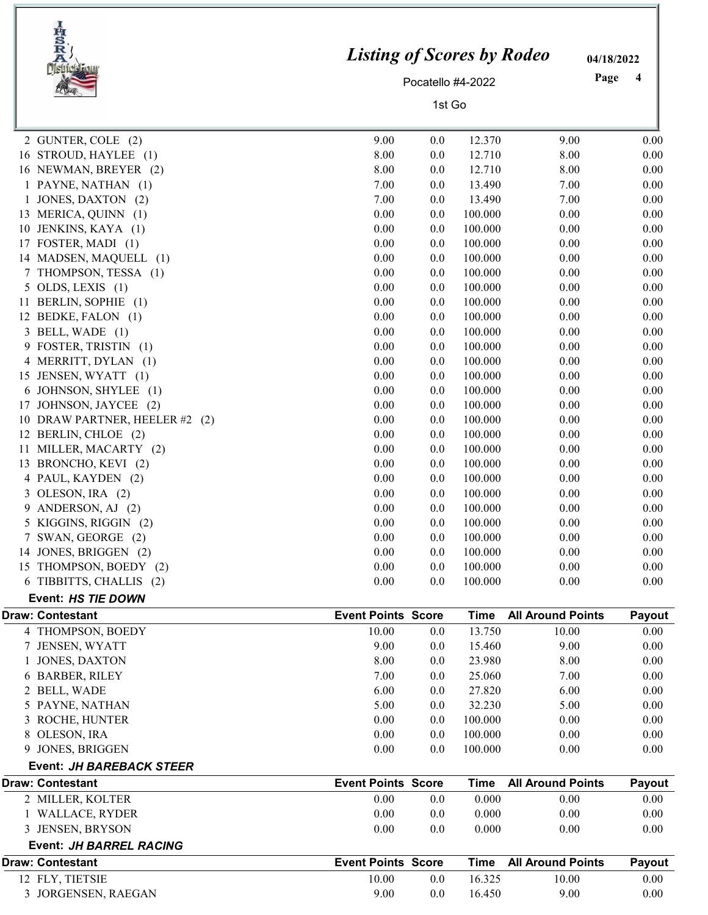| Draw: Contestant | Event Points | Score | Time | All Around Points | Payout |
|---|---|---|---|---|---|
| 2 GUNTER, COLE (2) | 9.00 | 0.0 | 12.370 | 9.00 | 0.00 |
| 16 STROUD, HAYLEE (1) | 8.00 | 0.0 | 12.710 | 8.00 | 0.00 |
| 16 NEWMAN, BREYER (2) | 8.00 | 0.0 | 12.710 | 8.00 | 0.00 |
| 1 PAYNE, NATHAN (1) | 7.00 | 0.0 | 13.490 | 7.00 | 0.00 |
| 1 JONES, DAXTON (2) | 7.00 | 0.0 | 13.490 | 7.00 | 0.00 |
| 13 MERICA, QUINN (1) | 0.00 | 0.0 | 100.000 | 0.00 | 0.00 |
| 10 JENKINS, KAYA (1) | 0.00 | 0.0 | 100.000 | 0.00 | 0.00 |
| 17 FOSTER, MADI (1) | 0.00 | 0.0 | 100.000 | 0.00 | 0.00 |
| 14 MADSEN, MAQUELL (1) | 0.00 | 0.0 | 100.000 | 0.00 | 0.00 |
| 7 THOMPSON, TESSA (1) | 0.00 | 0.0 | 100.000 | 0.00 | 0.00 |
| 5 OLDS, LEXIS (1) | 0.00 | 0.0 | 100.000 | 0.00 | 0.00 |
| 11 BERLIN, SOPHIE (1) | 0.00 | 0.0 | 100.000 | 0.00 | 0.00 |
| 12 BEDKE, FALON (1) | 0.00 | 0.0 | 100.000 | 0.00 | 0.00 |
| 3 BELL, WADE (1) | 0.00 | 0.0 | 100.000 | 0.00 | 0.00 |
| 9 FOSTER, TRISTIN (1) | 0.00 | 0.0 | 100.000 | 0.00 | 0.00 |
| 4 MERRITT, DYLAN (1) | 0.00 | 0.0 | 100.000 | 0.00 | 0.00 |
| 15 JENSEN, WYATT (1) | 0.00 | 0.0 | 100.000 | 0.00 | 0.00 |
| 6 JOHNSON, SHYLEE (1) | 0.00 | 0.0 | 100.000 | 0.00 | 0.00 |
| 17 JOHNSON, JAYCEE (2) | 0.00 | 0.0 | 100.000 | 0.00 | 0.00 |
| 10 DRAW PARTNER, HEELER #2 (2) | 0.00 | 0.0 | 100.000 | 0.00 | 0.00 |
| 12 BERLIN, CHLOE (2) | 0.00 | 0.0 | 100.000 | 0.00 | 0.00 |
| 11 MILLER, MACARTY (2) | 0.00 | 0.0 | 100.000 | 0.00 | 0.00 |
| 13 BRONCHO, KEVI (2) | 0.00 | 0.0 | 100.000 | 0.00 | 0.00 |
| 4 PAUL, KAYDEN (2) | 0.00 | 0.0 | 100.000 | 0.00 | 0.00 |
| 3 OLESON, IRA (2) | 0.00 | 0.0 | 100.000 | 0.00 | 0.00 |
| 9 ANDERSON, AJ (2) | 0.00 | 0.0 | 100.000 | 0.00 | 0.00 |
| 5 KIGGINS, RIGGIN (2) | 0.00 | 0.0 | 100.000 | 0.00 | 0.00 |
| 7 SWAN, GEORGE (2) | 0.00 | 0.0 | 100.000 | 0.00 | 0.00 |
| 14 JONES, BRIGGEN (2) | 0.00 | 0.0 | 100.000 | 0.00 | 0.00 |
| 15 THOMPSON, BOEDY (2) | 0.00 | 0.0 | 100.000 | 0.00 | 0.00 |
| 6 TIBBITTS, CHALLIS (2) | 0.00 | 0.0 | 100.000 | 0.00 | 0.00 |

**Event: *HS TIE DOWN***

| Draw: Contestant | Event Points | Score | Time | All Around Points | Payout |
|---|---|---|---|---|---|
| 4 THOMPSON, BOEDY | 10.00 | 0.0 | 13.750 | 10.00 | 0.00 |
| 7 JENSEN, WYATT | 9.00 | 0.0 | 15.460 | 9.00 | 0.00 |
| 1 JONES, DAXTON | 8.00 | 0.0 | 23.980 | 8.00 | 0.00 |
| 6 BARBER, RILEY | 7.00 | 0.0 | 25.060 | 7.00 | 0.00 |
| 2 BELL, WADE | 6.00 | 0.0 | 27.820 | 6.00 | 0.00 |
| 5 PAYNE, NATHAN | 5.00 | 0.0 | 32.230 | 5.00 | 0.00 |
| 3 ROCHE, HUNTER | 0.00 | 0.0 | 100.000 | 0.00 | 0.00 |
| 8 OLESON, IRA | 0.00 | 0.0 | 100.000 | 0.00 | 0.00 |
| 9 JONES, BRIGGEN | 0.00 | 0.0 | 100.000 | 0.00 | 0.00 |

**Event: *JH BAREBACK STEER***

| Draw: Contestant | Event Points | Score | Time | All Around Points | Payout |
|---|---|---|---|---|---|
| 2 MILLER, KOLTER | 0.00 | 0.0 | 0.000 | 0.00 | 0.00 |
| 1 WALLACE, RYDER | 0.00 | 0.0 | 0.000 | 0.00 | 0.00 |
| 3 JENSEN, BRYSON | 0.00 | 0.0 | 0.000 | 0.00 | 0.00 |

**Event: *JH BARREL RACING***

| Draw: Contestant | Event Points | Score | Time | All Around Points | Payout |
|---|---|---|---|---|---|
| 12 FLY, TIETSIE | 10.00 | 0.0 | 16.325 | 10.00 | 0.00 |
| 3 JORGENSEN, RAEGAN | 9.00 | 0.0 | 16.450 | 9.00 | 0.00 |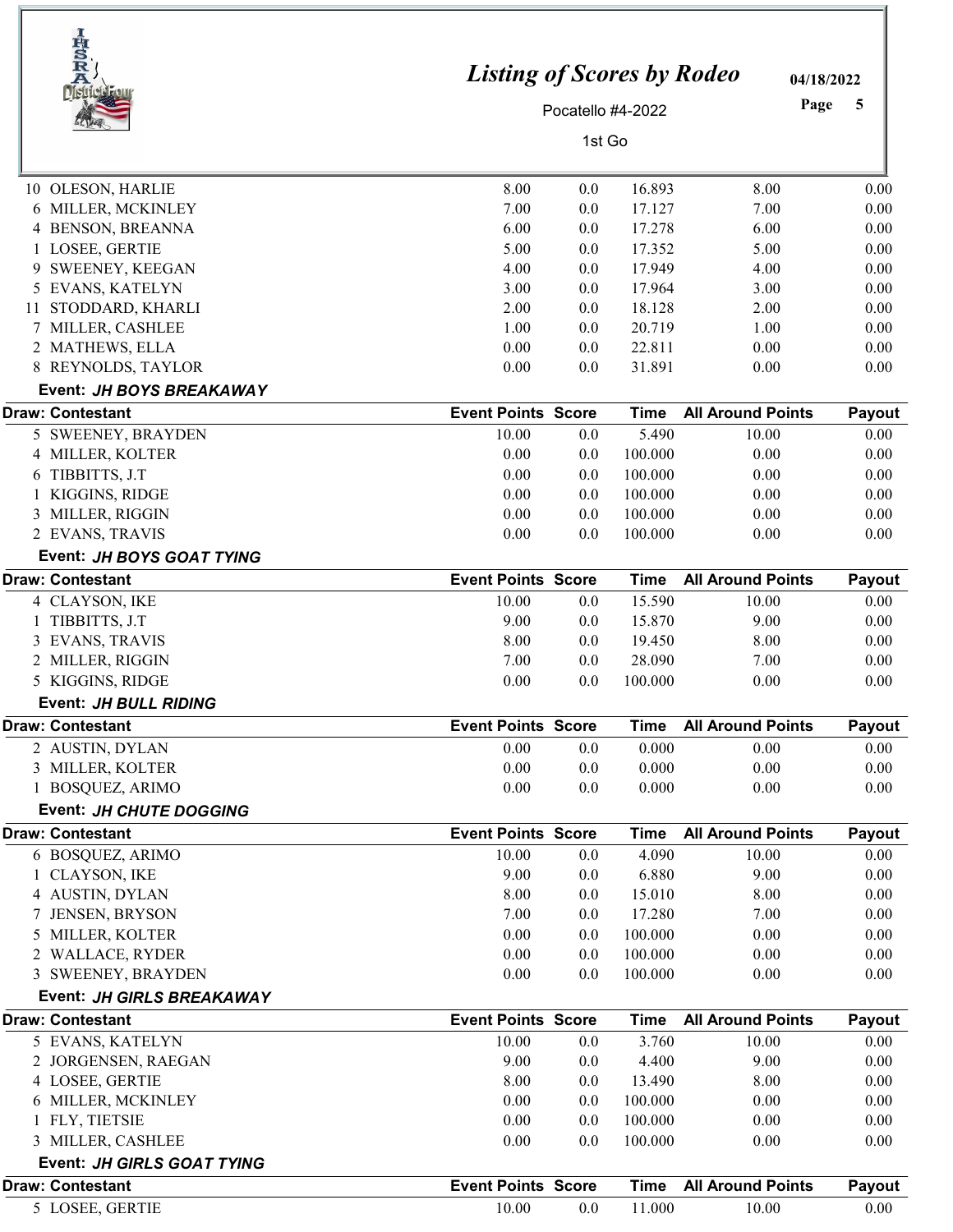| Draw: Contestant | Event Points | Score | Time | All Around Points | Payout |
|---|---|---|---|---|---|
| 10 OLESON, HARLIE | 8.00 | 0.0 | 16.893 | 8.00 | 0.00 |
| 6 MILLER, MCKINLEY | 7.00 | 0.0 | 17.127 | 7.00 | 0.00 |
| 4 BENSON, BREANNA | 6.00 | 0.0 | 17.278 | 6.00 | 0.00 |
| 1 LOSEE, GERTIE | 5.00 | 0.0 | 17.352 | 5.00 | 0.00 |
| 9 SWEENEY, KEEGAN | 4.00 | 0.0 | 17.949 | 4.00 | 0.00 |
| 5 EVANS, KATELYN | 3.00 | 0.0 | 17.964 | 3.00 | 0.00 |
| 11 STODDARD, KHARLI | 2.00 | 0.0 | 18.128 | 2.00 | 0.00 |
| 7 MILLER, CASHLEE | 1.00 | 0.0 | 20.719 | 1.00 | 0.00 |
| 2 MATHEWS, ELLA | 0.00 | 0.0 | 22.811 | 0.00 | 0.00 |
| 8 REYNOLDS, TAYLOR | 0.00 | 0.0 | 31.891 | 0.00 | 0.00 |

**Event: *JH BOYS BREAKAWAY***

| Draw: Contestant | Event Points | Score | Time | All Around Points | Payout |
|---|---|---|---|---|---|
| 5 SWEENEY, BRAYDEN | 10.00 | 0.0 | 5.490 | 10.00 | 0.00 |
| 4 MILLER, KOLTER | 0.00 | 0.0 | 100.000 | 0.00 | 0.00 |
| 6 TIBBITTS, J.T | 0.00 | 0.0 | 100.000 | 0.00 | 0.00 |
| 1 KIGGINS, RIDGE | 0.00 | 0.0 | 100.000 | 0.00 | 0.00 |
| 3 MILLER, RIGGIN | 0.00 | 0.0 | 100.000 | 0.00 | 0.00 |
| 2 EVANS, TRAVIS | 0.00 | 0.0 | 100.000 | 0.00 | 0.00 |

**Event: *JH BOYS GOAT TYING***

| Draw: Contestant | Event Points | Score | Time | All Around Points | Payout |
|---|---|---|---|---|---|
| 4 CLAYSON, IKE | 10.00 | 0.0 | 15.590 | 10.00 | 0.00 |
| 1 TIBBITTS, J.T | 9.00 | 0.0 | 15.870 | 9.00 | 0.00 |
| 3 EVANS, TRAVIS | 8.00 | 0.0 | 19.450 | 8.00 | 0.00 |
| 2 MILLER, RIGGIN | 7.00 | 0.0 | 28.090 | 7.00 | 0.00 |
| 5 KIGGINS, RIDGE | 0.00 | 0.0 | 100.000 | 0.00 | 0.00 |

**Event: *JH BULL RIDING***

| Draw: Contestant | Event Points | Score | Time | All Around Points | Payout |
|---|---|---|---|---|---|
| 2 AUSTIN, DYLAN | 0.00 | 0.0 | 0.000 | 0.00 | 0.00 |
| 3 MILLER, KOLTER | 0.00 | 0.0 | 0.000 | 0.00 | 0.00 |
| 1 BOSQUEZ, ARIMO | 0.00 | 0.0 | 0.000 | 0.00 | 0.00 |

**Event: *JH CHUTE DOGGING***

| Draw: Contestant | Event Points | Score | Time | All Around Points | Payout |
|---|---|---|---|---|---|
| 6 BOSQUEZ, ARIMO | 10.00 | 0.0 | 4.090 | 10.00 | 0.00 |
| 1 CLAYSON, IKE | 9.00 | 0.0 | 6.880 | 9.00 | 0.00 |
| 4 AUSTIN, DYLAN | 8.00 | 0.0 | 15.010 | 8.00 | 0.00 |
| 7 JENSEN, BRYSON | 7.00 | 0.0 | 17.280 | 7.00 | 0.00 |
| 5 MILLER, KOLTER | 0.00 | 0.0 | 100.000 | 0.00 | 0.00 |
| 2 WALLACE, RYDER | 0.00 | 0.0 | 100.000 | 0.00 | 0.00 |
| 3 SWEENEY, BRAYDEN | 0.00 | 0.0 | 100.000 | 0.00 | 0.00 |

**Event: *JH GIRLS BREAKAWAY***

| Draw: Contestant | Event Points | Score | Time | All Around Points | Payout |
|---|---|---|---|---|---|
| 5 EVANS, KATELYN | 10.00 | 0.0 | 3.760 | 10.00 | 0.00 |
| 2 JORGENSEN, RAEGAN | 9.00 | 0.0 | 4.400 | 9.00 | 0.00 |
| 4 LOSEE, GERTIE | 8.00 | 0.0 | 13.490 | 8.00 | 0.00 |
| 6 MILLER, MCKINLEY | 0.00 | 0.0 | 100.000 | 0.00 | 0.00 |
| 1 FLY, TIETSIE | 0.00 | 0.0 | 100.000 | 0.00 | 0.00 |
| 3 MILLER, CASHLEE | 0.00 | 0.0 | 100.000 | 0.00 | 0.00 |

**Event: *JH GIRLS GOAT TYING***

| Draw: Contestant | Event Points | Score | Time | All Around Points | Payout |
|---|---|---|---|---|---|
| 5 LOSEE, GERTIE | 10.00 | 0.0 | 11.000 | 10.00 | 0.00 |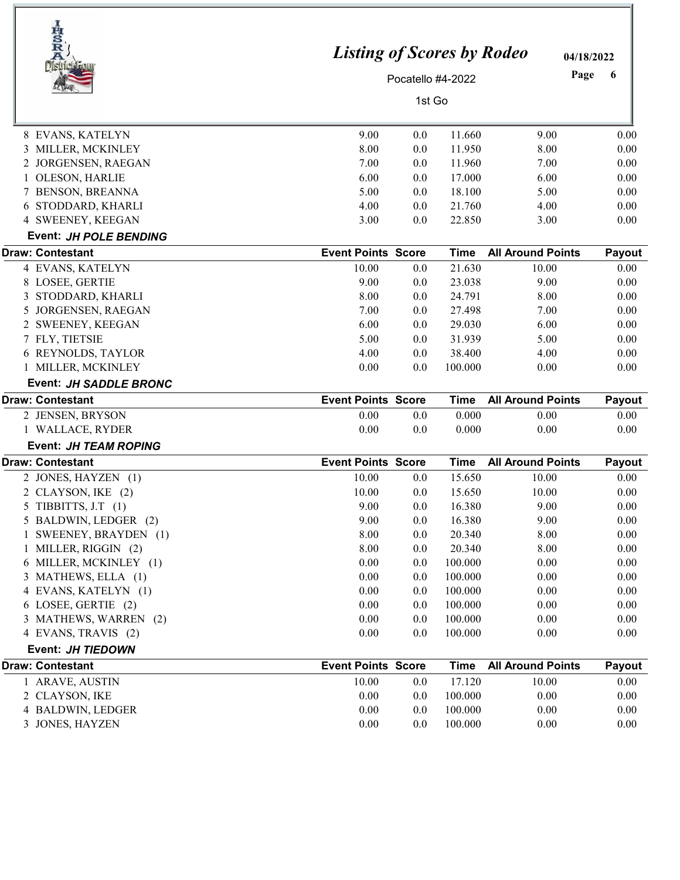| Draw: Contestant | Event Points | Score | Time | All Around Points | Payout |
|---|---|---|---|---|---|
| 8 EVANS, KATELYN | 9.00 | 0.0 | 11.660 | 9.00 | 0.00 |
| 3 MILLER, MCKINLEY | 8.00 | 0.0 | 11.950 | 8.00 | 0.00 |
| 2 JORGENSEN, RAEGAN | 7.00 | 0.0 | 11.960 | 7.00 | 0.00 |
| 1 OLESON, HARLIE | 6.00 | 0.0 | 17.000 | 6.00 | 0.00 |
| 7 BENSON, BREANNA | 5.00 | 0.0 | 18.100 | 5.00 | 0.00 |
| 6 STODDARD, KHARLI | 4.00 | 0.0 | 21.760 | 4.00 | 0.00 |
| 4 SWEENEY, KEEGAN | 3.00 | 0.0 | 22.850 | 3.00 | 0.00 |

**Event:** ***JH POLE BENDING***

| Draw: Contestant | Event Points | Score | Time | All Around Points | Payout |
|---|---|---|---|---|---|
| 4 EVANS, KATELYN | 10.00 | 0.0 | 21.630 | 10.00 | 0.00 |
| 8 LOSEE, GERTIE | 9.00 | 0.0 | 23.038 | 9.00 | 0.00 |
| 3 STODDARD, KHARLI | 8.00 | 0.0 | 24.791 | 8.00 | 0.00 |
| 5 JORGENSEN, RAEGAN | 7.00 | 0.0 | 27.498 | 7.00 | 0.00 |
| 2 SWEENEY, KEEGAN | 6.00 | 0.0 | 29.030 | 6.00 | 0.00 |
| 7 FLY, TIETSIE | 5.00 | 0.0 | 31.939 | 5.00 | 0.00 |
| 6 REYNOLDS, TAYLOR | 4.00 | 0.0 | 38.400 | 4.00 | 0.00 |
| 1 MILLER, MCKINLEY | 0.00 | 0.0 | 100.000 | 0.00 | 0.00 |

**Event:** ***JH SADDLE BRONC***

| Draw: Contestant | Event Points | Score | Time | All Around Points | Payout |
|---|---|---|---|---|---|
| 2 JENSEN, BRYSON | 0.00 | 0.0 | 0.000 | 0.00 | 0.00 |
| 1 WALLACE, RYDER | 0.00 | 0.0 | 0.000 | 0.00 | 0.00 |

**Event:** ***JH TEAM ROPING***

| Draw: Contestant | Event Points | Score | Time | All Around Points | Payout |
|---|---|---|---|---|---|
| 2 JONES, HAYZEN (1) | 10.00 | 0.0 | 15.650 | 10.00 | 0.00 |
| 2 CLAYSON, IKE (2) | 10.00 | 0.0 | 15.650 | 10.00 | 0.00 |
| 5 TIBBITTS, J.T (1) | 9.00 | 0.0 | 16.380 | 9.00 | 0.00 |
| 5 BALDWIN, LEDGER (2) | 9.00 | 0.0 | 16.380 | 9.00 | 0.00 |
| 1 SWEENEY, BRAYDEN (1) | 8.00 | 0.0 | 20.340 | 8.00 | 0.00 |
| 1 MILLER, RIGGIN (2) | 8.00 | 0.0 | 20.340 | 8.00 | 0.00 |
| 6 MILLER, MCKINLEY (1) | 0.00 | 0.0 | 100.000 | 0.00 | 0.00 |
| 3 MATHEWS, ELLA (1) | 0.00 | 0.0 | 100.000 | 0.00 | 0.00 |
| 4 EVANS, KATELYN (1) | 0.00 | 0.0 | 100.000 | 0.00 | 0.00 |
| 6 LOSEE, GERTIE (2) | 0.00 | 0.0 | 100.000 | 0.00 | 0.00 |
| 3 MATHEWS, WARREN (2) | 0.00 | 0.0 | 100.000 | 0.00 | 0.00 |
| 4 EVANS, TRAVIS (2) | 0.00 | 0.0 | 100.000 | 0.00 | 0.00 |

**Event:** ***JH TIEDOWN***

| Draw: Contestant | Event Points | Score | Time | All Around Points | Payout |
|---|---|---|---|---|---|
| 1 ARAVE, AUSTIN | 10.00 | 0.0 | 17.120 | 10.00 | 0.00 |
| 2 CLAYSON, IKE | 0.00 | 0.0 | 100.000 | 0.00 | 0.00 |
| 4 BALDWIN, LEDGER | 0.00 | 0.0 | 100.000 | 0.00 | 0.00 |
| 3 JONES, HAYZEN | 0.00 | 0.0 | 100.000 | 0.00 | 0.00 |